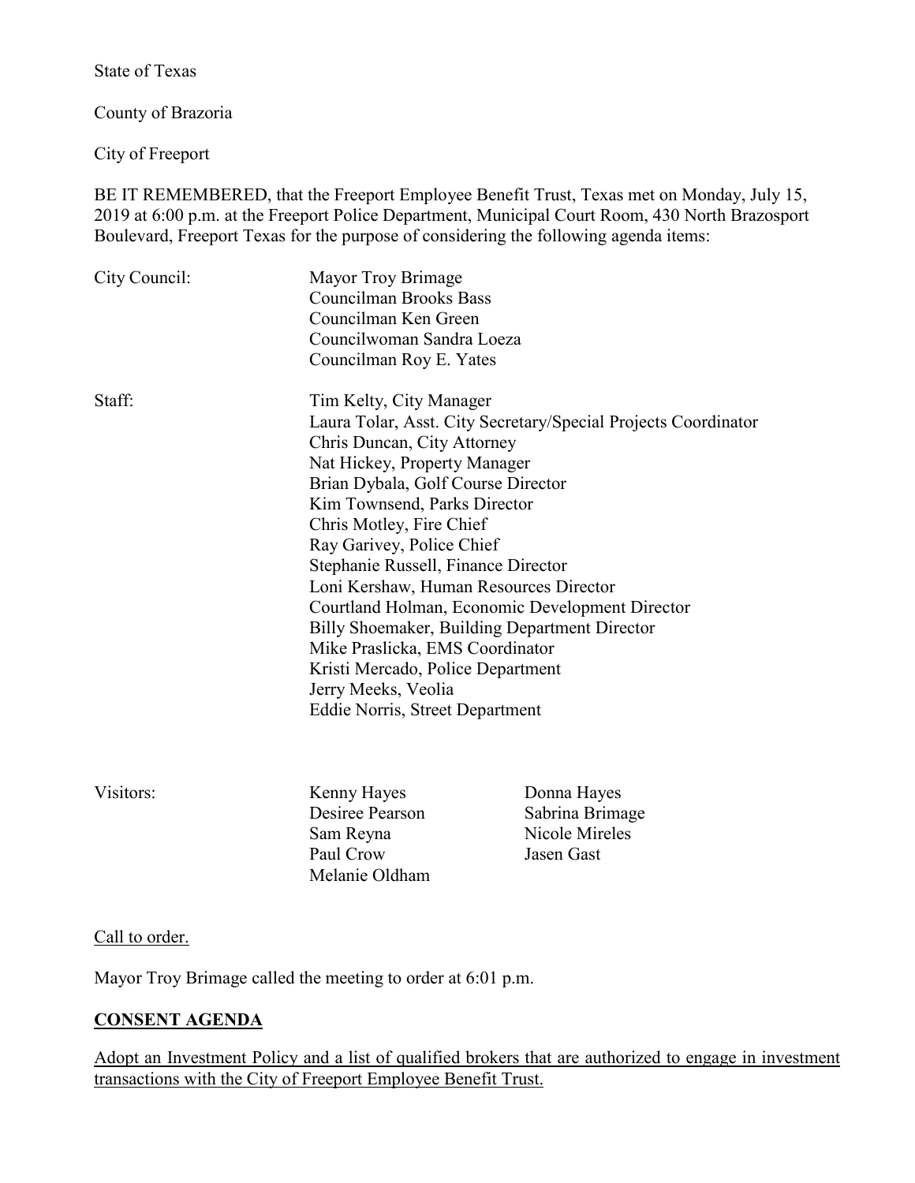State of Texas

County of Brazoria

City of Freeport

BE IT REMEMBERED, that the Freeport Employee Benefit Trust, Texas met on Monday, July 15, 2019 at 6:00 p.m. at the Freeport Police Department, Municipal Court Room, 430 North Brazosport Boulevard, Freeport Texas for the purpose of considering the following agenda items:

| | | |
|---|---|---|
| City Council: | Mayor Troy Brimage<br>Councilman Brooks Bass<br>Councilman Ken Green<br>Councilwoman Sandra Loeza<br>Councilman Roy E. Yates | |
| Staff: | Tim Kelty, City Manager<br>Laura Tolar, Asst. City Secretary/Special Projects Coordinator<br>Chris Duncan, City Attorney<br>Nat Hickey, Property Manager<br>Brian Dybala, Golf Course Director<br>Kim Townsend, Parks Director<br>Chris Motley, Fire Chief<br>Ray Garivey, Police Chief<br>Stephanie Russell, Finance Director<br>Loni Kershaw, Human Resources Director<br>Courtland Holman, Economic Development Director<br>Billy Shoemaker, Building Department Director<br>Mike Praslicka, EMS Coordinator<br>Kristi Mercado, Police Department<br>Jerry Meeks, Veolia<br>Eddie Norris, Street Department | |
| Visitors: | Kenny Hayes<br>Desiree Pearson<br>Sam Reyna<br>Paul Crow<br>Melanie Oldham | Donna Hayes<br>Sabrina Brimage<br>Nicole Mireles<br>Jasen Gast |

Call to order.

Mayor Troy Brimage called the meeting to order at 6:01 p.m.

**CONSENT AGENDA**

Adopt an Investment Policy and a list of qualified brokers that are authorized to engage in investment transactions with the City of Freeport Employee Benefit Trust.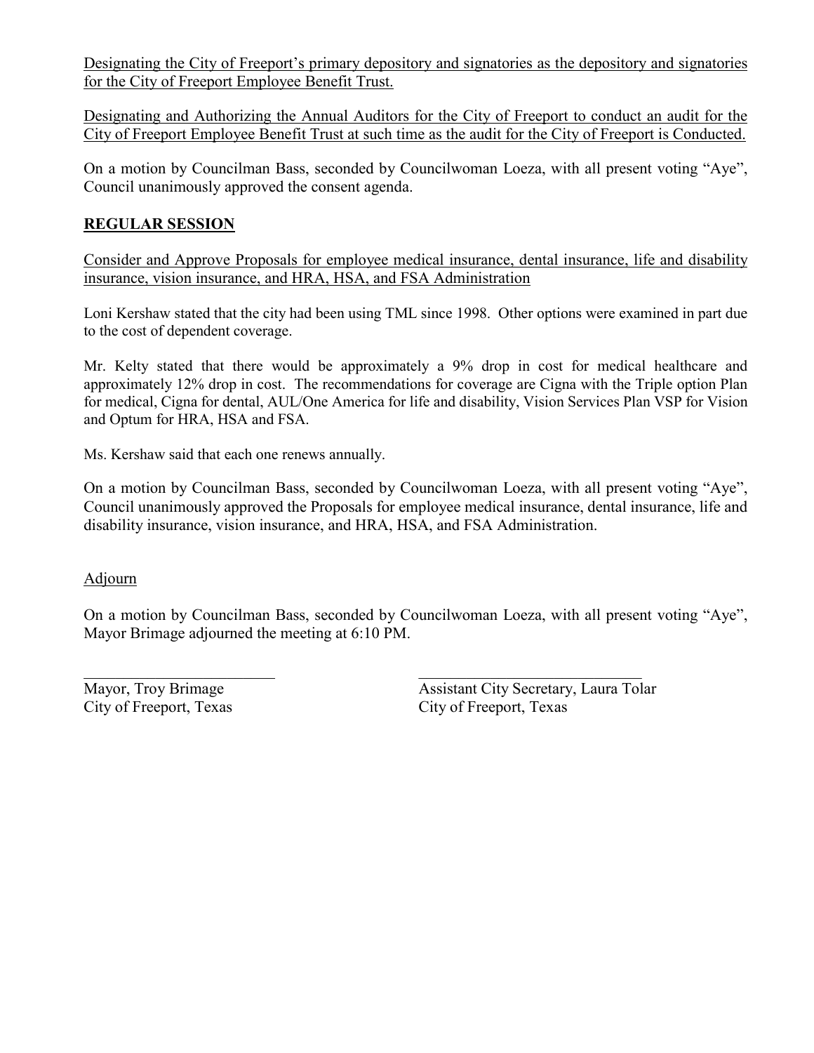Designating the City of Freeport's primary depository and signatories as the depository and signatories for the City of Freeport Employee Benefit Trust.

Designating and Authorizing the Annual Auditors for the City of Freeport to conduct an audit for the City of Freeport Employee Benefit Trust at such time as the audit for the City of Freeport is Conducted.

On a motion by Councilman Bass, seconded by Councilwoman Loeza, with all present voting "Aye", Council unanimously approved the consent agenda.

**REGULAR SESSION**

Consider and Approve Proposals for employee medical insurance, dental insurance, life and disability insurance, vision insurance, and HRA, HSA, and FSA Administration

Loni Kershaw stated that the city had been using TML since 1998. Other options were examined in part due to the cost of dependent coverage.

Mr. Kelty stated that there would be approximately a 9% drop in cost for medical healthcare and approximately 12% drop in cost. The recommendations for coverage are Cigna with the Triple option Plan for medical, Cigna for dental, AUL/One America for life and disability, Vision Services Plan VSP for Vision and Optum for HRA, HSA and FSA.

Ms. Kershaw said that each one renews annually.

On a motion by Councilman Bass, seconded by Councilwoman Loeza, with all present voting "Aye", Council unanimously approved the Proposals for employee medical insurance, dental insurance, life and disability insurance, vision insurance, and HRA, HSA, and FSA Administration.

Adjourn

On a motion by Councilman Bass, seconded by Councilwoman Loeza, with all present voting "Aye", Mayor Brimage adjourned the meeting at 6:10 PM.

\_\_\_\_\_\_\_\_\_\_\_\_\_\_\_\_\_\_\_\_\_\_\_\_\_\_
Mayor, Troy Brimage
City of Freeport, Texas

\_\_\_\_\_\_\_\_\_\_\_\_\_\_\_\_\_\_\_\_\_\_\_\_\_\_\_\_\_\_
Assistant City Secretary, Laura Tolar
City of Freeport, Texas